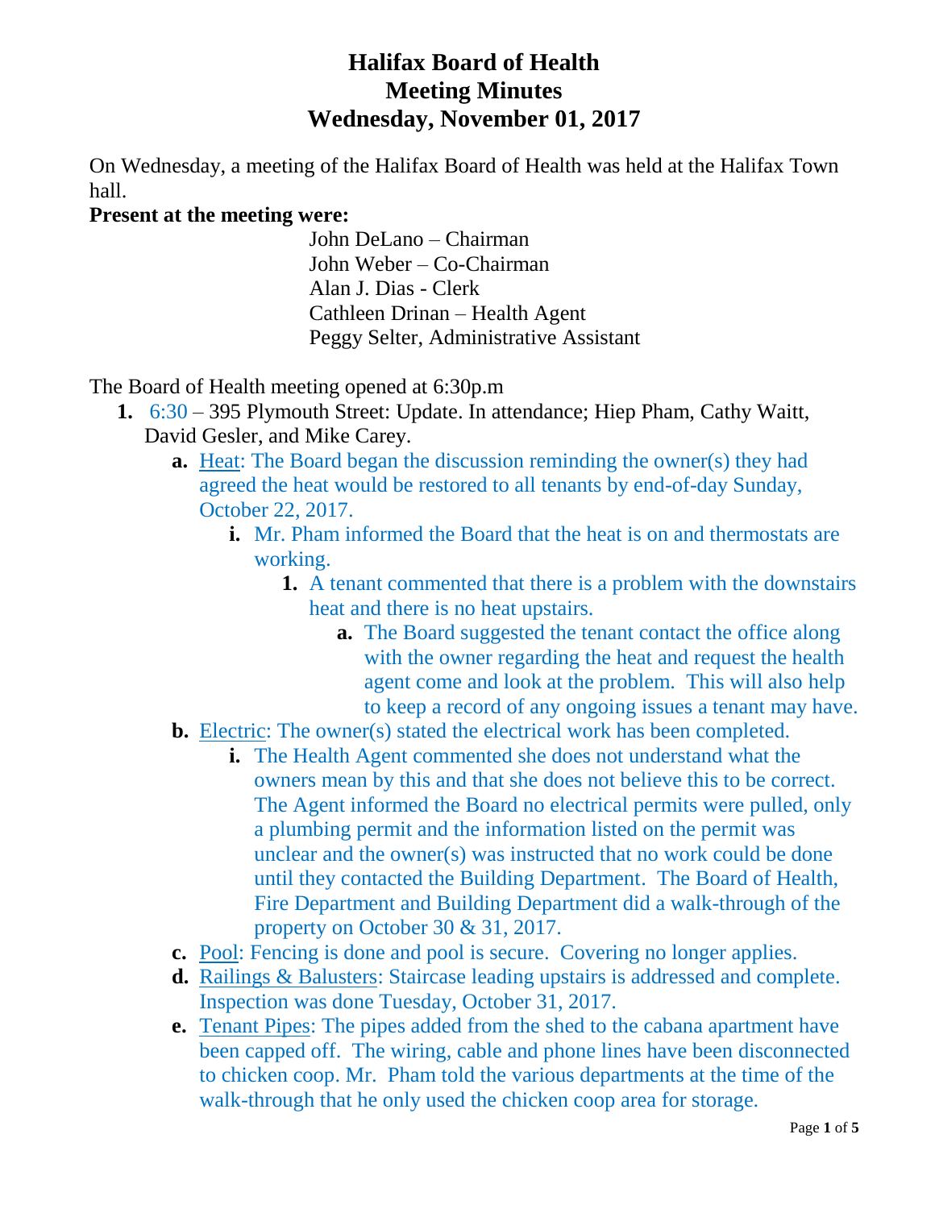# Halifax Board of Health
# Meeting Minutes
# Wednesday, November 01, 2017

On Wednesday, a meeting of the Halifax Board of Health was held at the Halifax Town hall.

**Present at the meeting were:**

John DeLano – Chairman
John Weber – Co-Chairman
Alan J. Dias - Clerk
Cathleen Drinan – Health Agent
Peggy Selter, Administrative Assistant

The Board of Health meeting opened at 6:30p.m

1. 6:30 – 395 Plymouth Street: Update. In attendance; Hiep Pham, Cathy Waitt, David Gesler, and Mike Carey.
   - **a.** Heat: The Board began the discussion reminding the owner(s) they had agreed the heat would be restored to all tenants by end-of-day Sunday, October 22, 2017.
     - **i.** Mr. Pham informed the Board that the heat is on and thermostats are working.
       - **1.** A tenant commented that there is a problem with the downstairs heat and there is no heat upstairs.
         - **a.** The Board suggested the tenant contact the office along with the owner regarding the heat and request the health agent come and look at the problem. This will also help to keep a record of any ongoing issues a tenant may have.
   - **b.** Electric: The owner(s) stated the electrical work has been completed.
     - **i.** The Health Agent commented she does not understand what the owners mean by this and that she does not believe this to be correct. The Agent informed the Board no electrical permits were pulled, only a plumbing permit and the information listed on the permit was unclear and the owner(s) was instructed that no work could be done until they contacted the Building Department. The Board of Health, Fire Department and Building Department did a walk-through of the property on October 30 & 31, 2017.
   - **c.** Pool: Fencing is done and pool is secure. Covering no longer applies.
   - **d.** Railings & Balusters: Staircase leading upstairs is addressed and complete. Inspection was done Tuesday, October 31, 2017.
   - **e.** Tenant Pipes: The pipes added from the shed to the cabana apartment have been capped off. The wiring, cable and phone lines have been disconnected to chicken coop. Mr. Pham told the various departments at the time of the walk-through that he only used the chicken coop area for storage.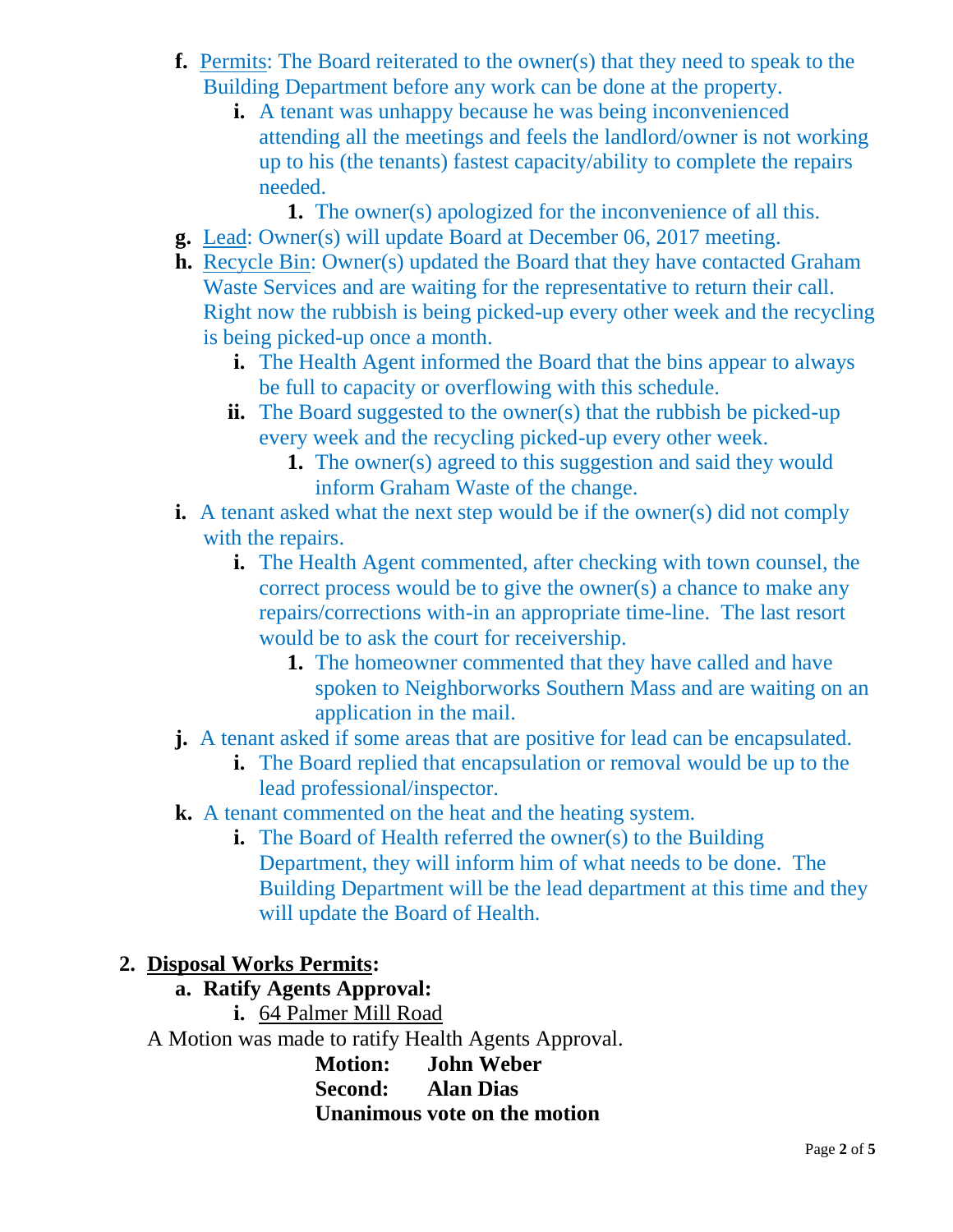- **f.** Permits: The Board reiterated to the owner(s) that they need to speak to the Building Department before any work can be done at the property.
    - **i.** A tenant was unhappy because he was being inconvenienced attending all the meetings and feels the landlord/owner is not working up to his (the tenants) fastest capacity/ability to complete the repairs needed.
        - **1.** The owner(s) apologized for the inconvenience of all this.
- **g.** Lead: Owner(s) will update Board at December 06, 2017 meeting.
- **h.** Recycle Bin: Owner(s) updated the Board that they have contacted Graham Waste Services and are waiting for the representative to return their call. Right now the rubbish is being picked-up every other week and the recycling is being picked-up once a month.
    - **i.** The Health Agent informed the Board that the bins appear to always be full to capacity or overflowing with this schedule.
    - **ii.** The Board suggested to the owner(s) that the rubbish be picked-up every week and the recycling picked-up every other week.
        - **1.** The owner(s) agreed to this suggestion and said they would inform Graham Waste of the change.
- **i.** A tenant asked what the next step would be if the owner(s) did not comply with the repairs.
    - **i.** The Health Agent commented, after checking with town counsel, the correct process would be to give the owner(s) a chance to make any repairs/corrections with-in an appropriate time-line. The last resort would be to ask the court for receivership.
        - **1.** The homeowner commented that they have called and have spoken to Neighborworks Southern Mass and are waiting on an application in the mail.
- **j.** A tenant asked if some areas that are positive for lead can be encapsulated.
    - **i.** The Board replied that encapsulation or removal would be up to the lead professional/inspector.
- **k.** A tenant commented on the heat and the heating system.
    - **i.** The Board of Health referred the owner(s) to the Building Department, they will inform him of what needs to be done. The Building Department will be the lead department at this time and they will update the Board of Health.

**2. Disposal Works Permits:**

- **a. Ratify Agents Approval:**
    - **i.** 64 Palmer Mill Road

A Motion was made to ratify Health Agents Approval.

**Motion: John Weber**
**Second: Alan Dias**
**Unanimous vote on the motion**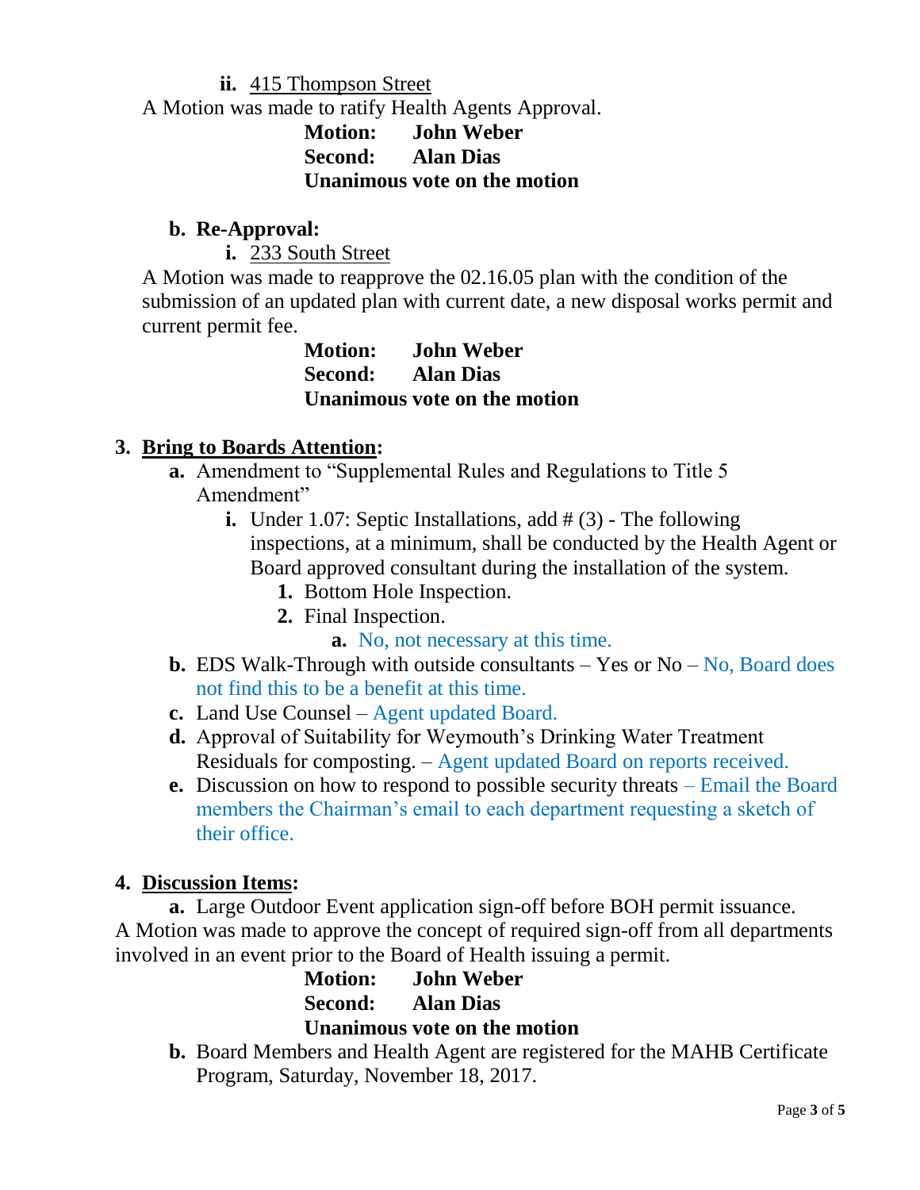**ii.** <u>415 Thompson Street</u>

A Motion was made to ratify Health Agents Approval.

> **Motion: John Weber**
> **Second: Alan Dias**
> **Unanimous vote on the motion**

**b. Re-Approval:**

**i.** <u>233 South Street</u>

A Motion was made to reapprove the 02.16.05 plan with the condition of the submission of an updated plan with current date, a new disposal works permit and current permit fee.

> **Motion: John Weber**
> **Second: Alan Dias**
> **Unanimous vote on the motion**

**3. <u>Bring to Boards Attention</u>:**

- **a.** Amendment to "Supplemental Rules and Regulations to Title 5 Amendment"
  - **i.** Under 1.07: Septic Installations, add # (3) - The following inspections, at a minimum, shall be conducted by the Health Agent or Board approved consultant during the installation of the system.
    1. Bottom Hole Inspection.
    2. Final Inspection.
       - **a.** No, not necessary at this time.
- **b.** EDS Walk-Through with outside consultants – Yes or No – No, Board does not find this to be a benefit at this time.
- **c.** Land Use Counsel – Agent updated Board.
- **d.** Approval of Suitability for Weymouth's Drinking Water Treatment Residuals for composting. – Agent updated Board on reports received.
- **e.** Discussion on how to respond to possible security threats – Email the Board members the Chairman's email to each department requesting a sketch of their office.

**4. <u>Discussion Items</u>:**

**a.** Large Outdoor Event application sign-off before BOH permit issuance.

A Motion was made to approve the concept of required sign-off from all departments involved in an event prior to the Board of Health issuing a permit.

> **Motion: John Weber**
> **Second: Alan Dias**
> **Unanimous vote on the motion**

**b.** Board Members and Health Agent are registered for the MAHB Certificate Program, Saturday, November 18, 2017.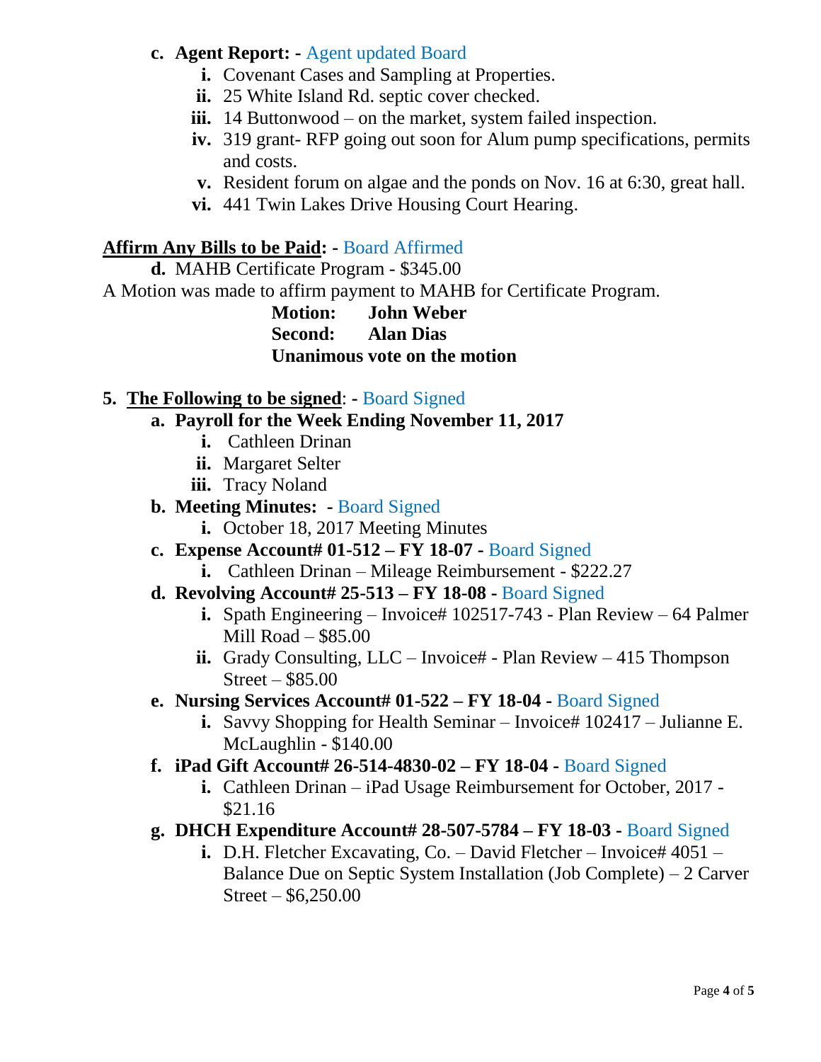c. **Agent Report:** - Agent updated Board
   i. Covenant Cases and Sampling at Properties.
   ii. 25 White Island Rd. septic cover checked.
   iii. 14 Buttonwood – on the market, system failed inspection.
   iv. 319 grant- RFP going out soon for Alum pump specifications, permits and costs.
   v. Resident forum on algae and the ponds on Nov. 16 at 6:30, great hall.
   vi. 441 Twin Lakes Drive Housing Court Hearing.

**Affirm Any Bills to be Paid:** - Board Affirmed

d. MAHB Certificate Program - $345.00

A Motion was made to affirm payment to MAHB for Certificate Program.

**Motion: John Weber**
**Second: Alan Dias**
**Unanimous vote on the motion**

5. **The Following to be signed**: - Board Signed
   a. **Payroll for the Week Ending November 11, 2017**
      i. Cathleen Drinan
      ii. Margaret Selter
      iii. Tracy Noland
   b. **Meeting Minutes:** - Board Signed
      i. October 18, 2017 Meeting Minutes
   c. **Expense Account# 01-512 – FY 18-07** - Board Signed
      i. Cathleen Drinan – Mileage Reimbursement - $222.27
   d. **Revolving Account# 25-513 – FY 18-08** - Board Signed
      i. Spath Engineering – Invoice# 102517-743 - Plan Review – 64 Palmer Mill Road – $85.00
      ii. Grady Consulting, LLC – Invoice# - Plan Review – 415 Thompson Street – $85.00
   e. **Nursing Services Account# 01-522 – FY 18-04** - Board Signed
      i. Savvy Shopping for Health Seminar – Invoice# 102417 – Julianne E. McLaughlin - $140.00
   f. **iPad Gift Account# 26-514-4830-02 – FY 18-04** - Board Signed
      i. Cathleen Drinan – iPad Usage Reimbursement for October, 2017 - $21.16
   g. **DHCH Expenditure Account# 28-507-5784 – FY 18-03** - Board Signed
      i. D.H. Fletcher Excavating, Co. – David Fletcher – Invoice# 4051 – Balance Due on Septic System Installation (Job Complete) – 2 Carver Street – $6,250.00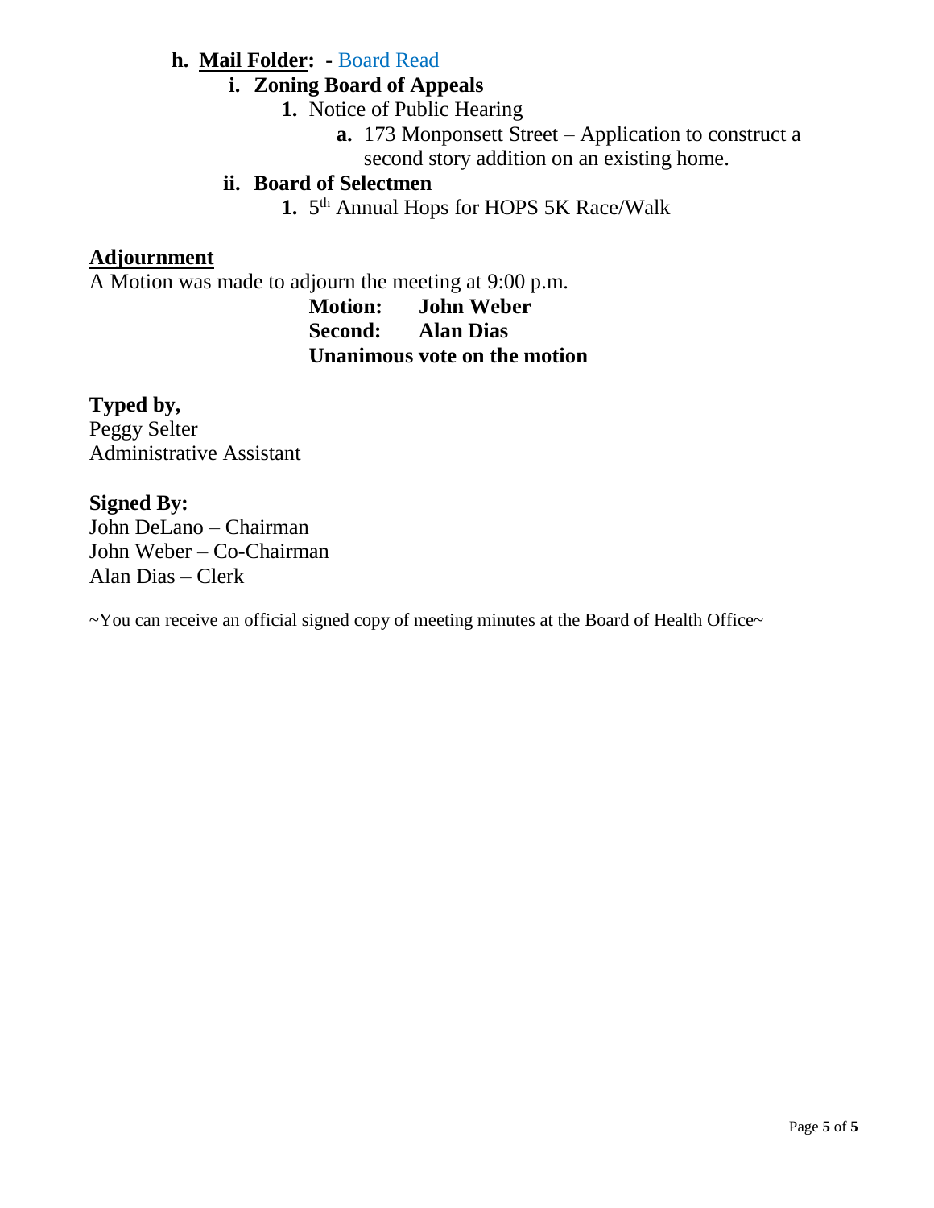**h. <u>Mail Folder</u>: -** Board Read

**i. Zoning Board of Appeals**

**1.** Notice of Public Hearing

**a.** 173 Monponsett Street – Application to construct a second story addition on an existing home.

**ii. Board of Selectmen**

**1.** 5th Annual Hops for HOPS 5K Race/Walk

## <u>Adjournment</u>

A Motion was made to adjourn the meeting at 9:00 p.m.

**Motion: John Weber**
**Second: Alan Dias**
**Unanimous vote on the motion**

**Typed by,**
Peggy Selter
Administrative Assistant

**Signed By:**
John DeLano – Chairman
John Weber – Co-Chairman
Alan Dias – Clerk

~You can receive an official signed copy of meeting minutes at the Board of Health Office~